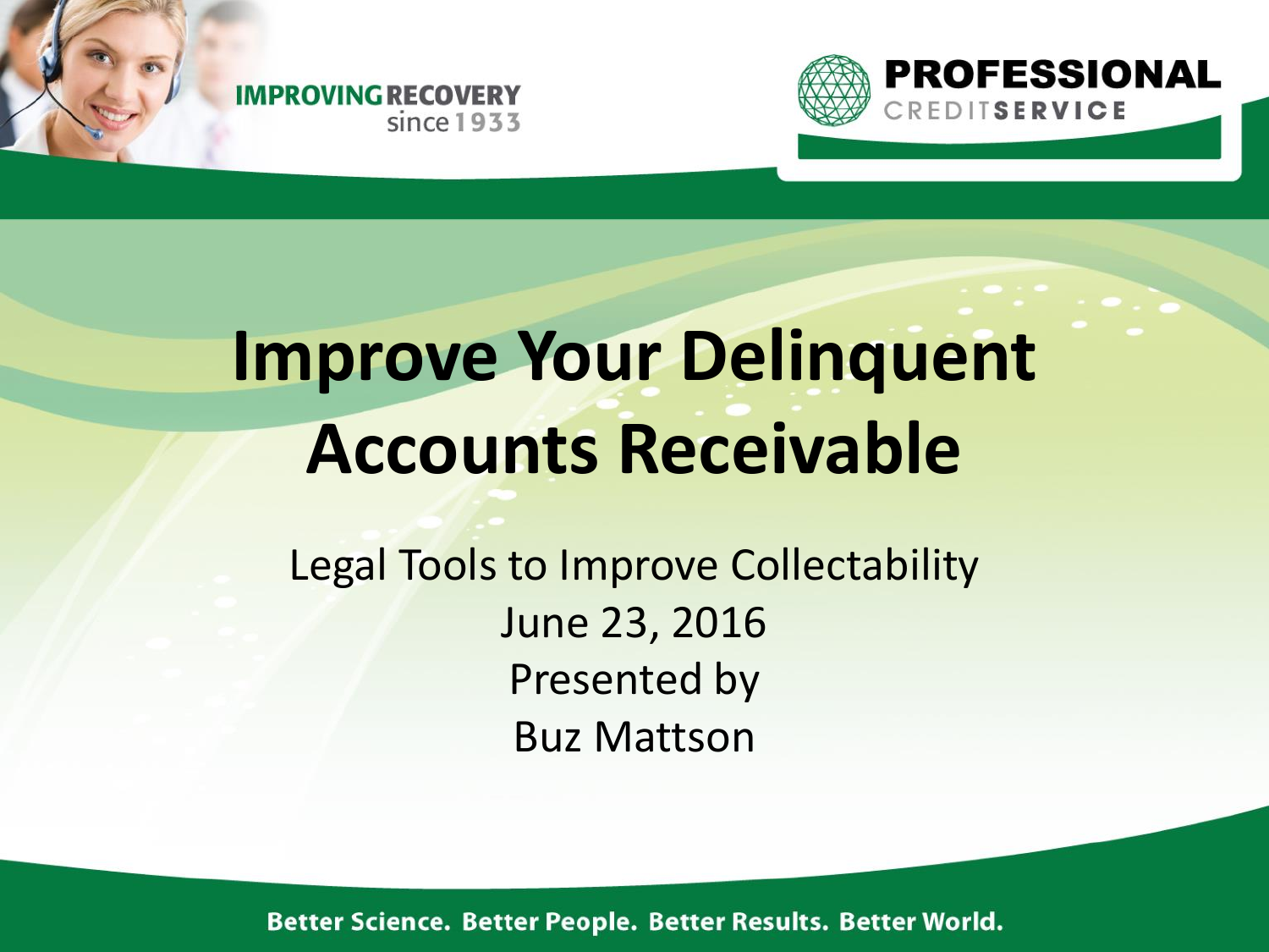IMPROVING RECOVERY since 1933

PROFESSIONAL CREDIT SERVICE

# Improve Your Delinquent Accounts Receivable

Legal Tools to Improve Collectability

June 23, 2016

Presented by

Buz Mattson

Better Science. Better People. Better Results. Better World.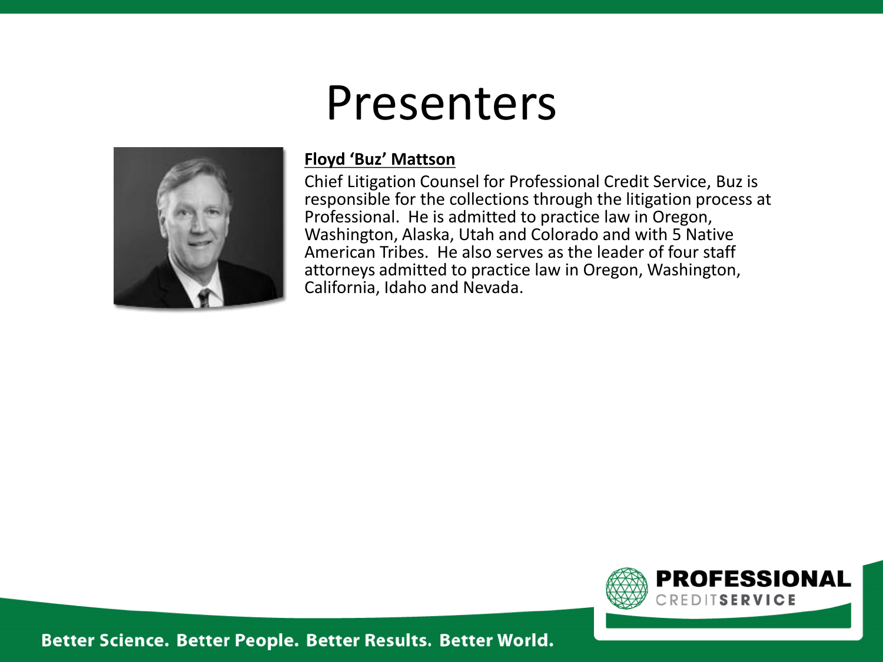# Presenters

**Floyd 'Buz' Mattson**

Chief Litigation Counsel for Professional Credit Service, Buz is responsible for the collections through the litigation process at Professional. He is admitted to practice law in Oregon, Washington, Alaska, Utah and Colorado and with 5 Native American Tribes. He also serves as the leader of four staff attorneys admitted to practice law in Oregon, Washington, California, Idaho and Nevada.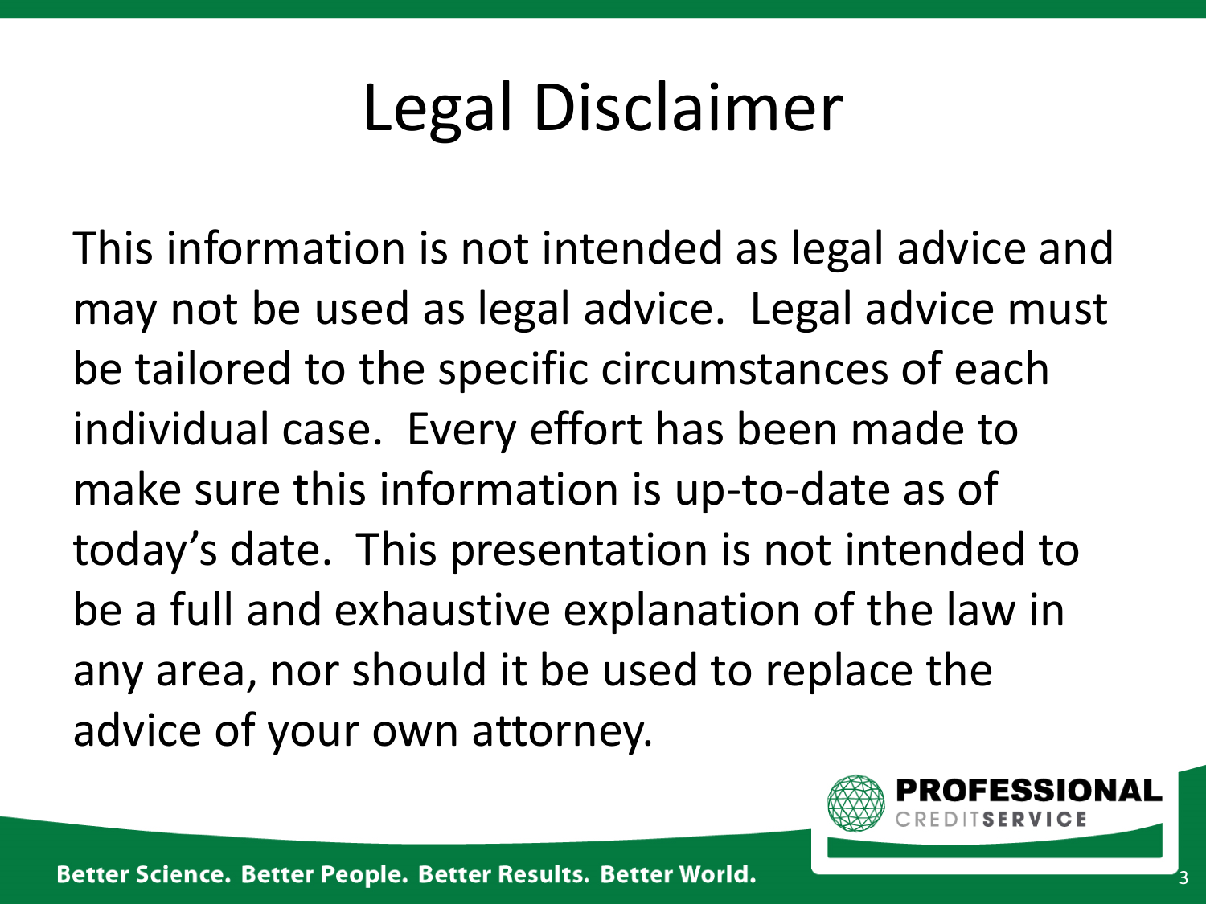# Legal Disclaimer

This information is not intended as legal advice and may not be used as legal advice. Legal advice must be tailored to the specific circumstances of each individual case. Every effort has been made to make sure this information is up-to-date as of today's date. This presentation is not intended to be a full and exhaustive explanation of the law in any area, nor should it be used to replace the advice of your own attorney.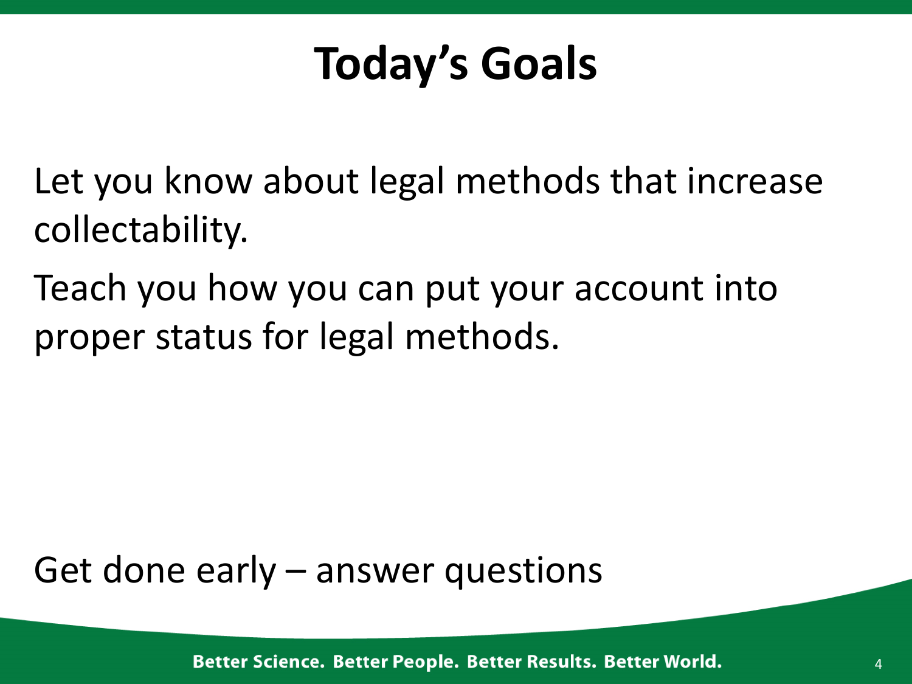# Today's Goals

Let you know about legal methods that increase collectability.

Teach you how you can put your account into proper status for legal methods.

Get done early – answer questions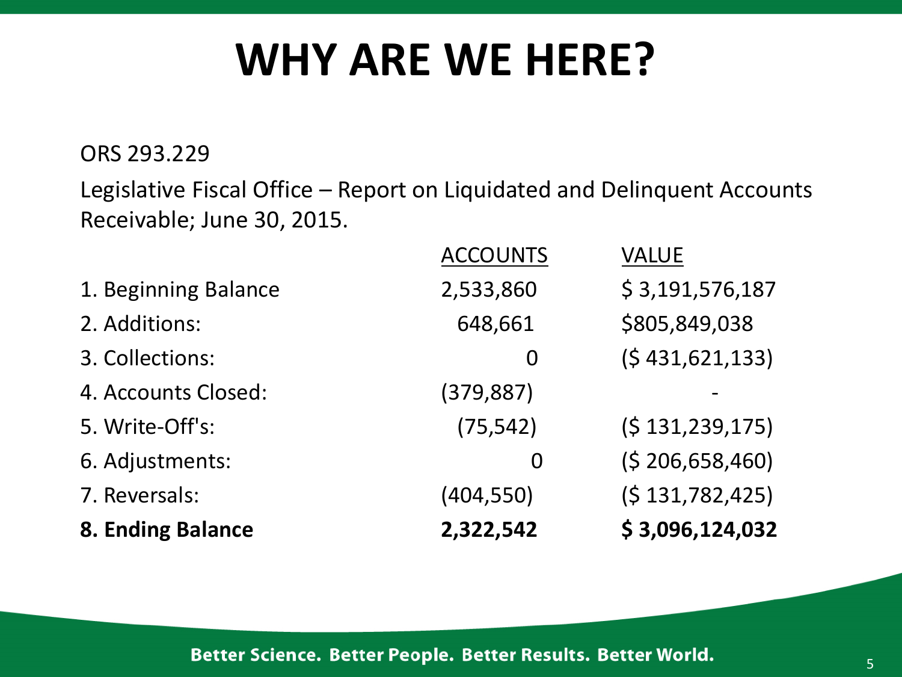# WHY ARE WE HERE?

ORS 293.229

Legislative Fiscal Office – Report on Liquidated and Delinquent Accounts Receivable; June 30, 2015.

| | ACCOUNTS | VALUE |
|---|---|---|
| 1. Beginning Balance | 2,533,860 | $ 3,191,576,187 |
| 2. Additions: | 648,661 | $805,849,038 |
| 3. Collections: | 0 | ($ 431,621,133) |
| 4. Accounts Closed: | (379,887) | - |
| 5. Write-Off's: | (75,542) | ($ 131,239,175) |
| 6. Adjustments: | 0 | ($ 206,658,460) |
| 7. Reversals: | (404,550) | ($ 131,782,425) |
| **8. Ending Balance** | **2,322,542** | **$ 3,096,124,032** |

Better Science. Better People. Better Results. Better World.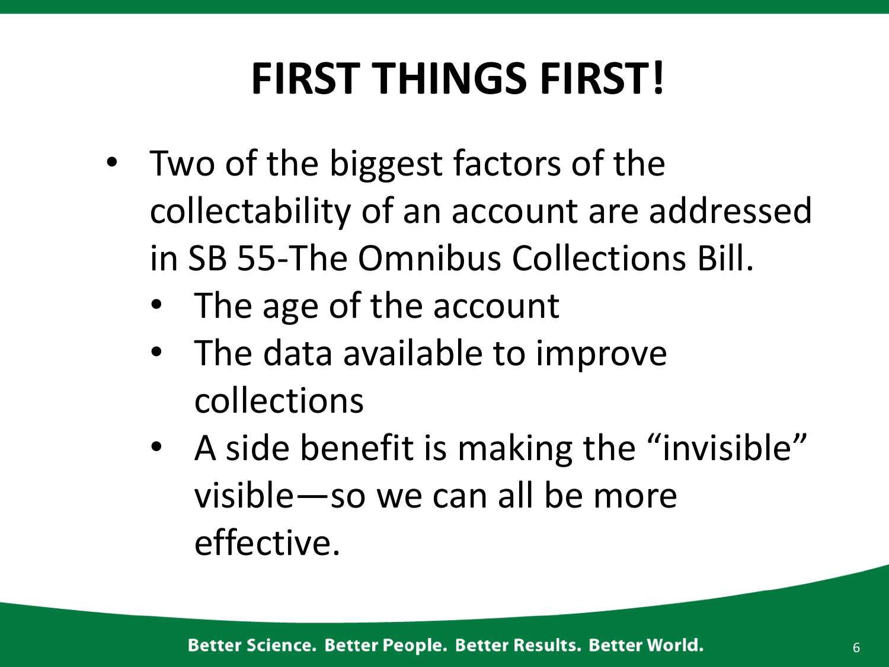# FIRST THINGS FIRST!

- Two of the biggest factors of the collectability of an account are addressed in SB 55-The Omnibus Collections Bill.
  - The age of the account
  - The data available to improve collections
  - A side benefit is making the “invisible” visible—so we can all be more effective.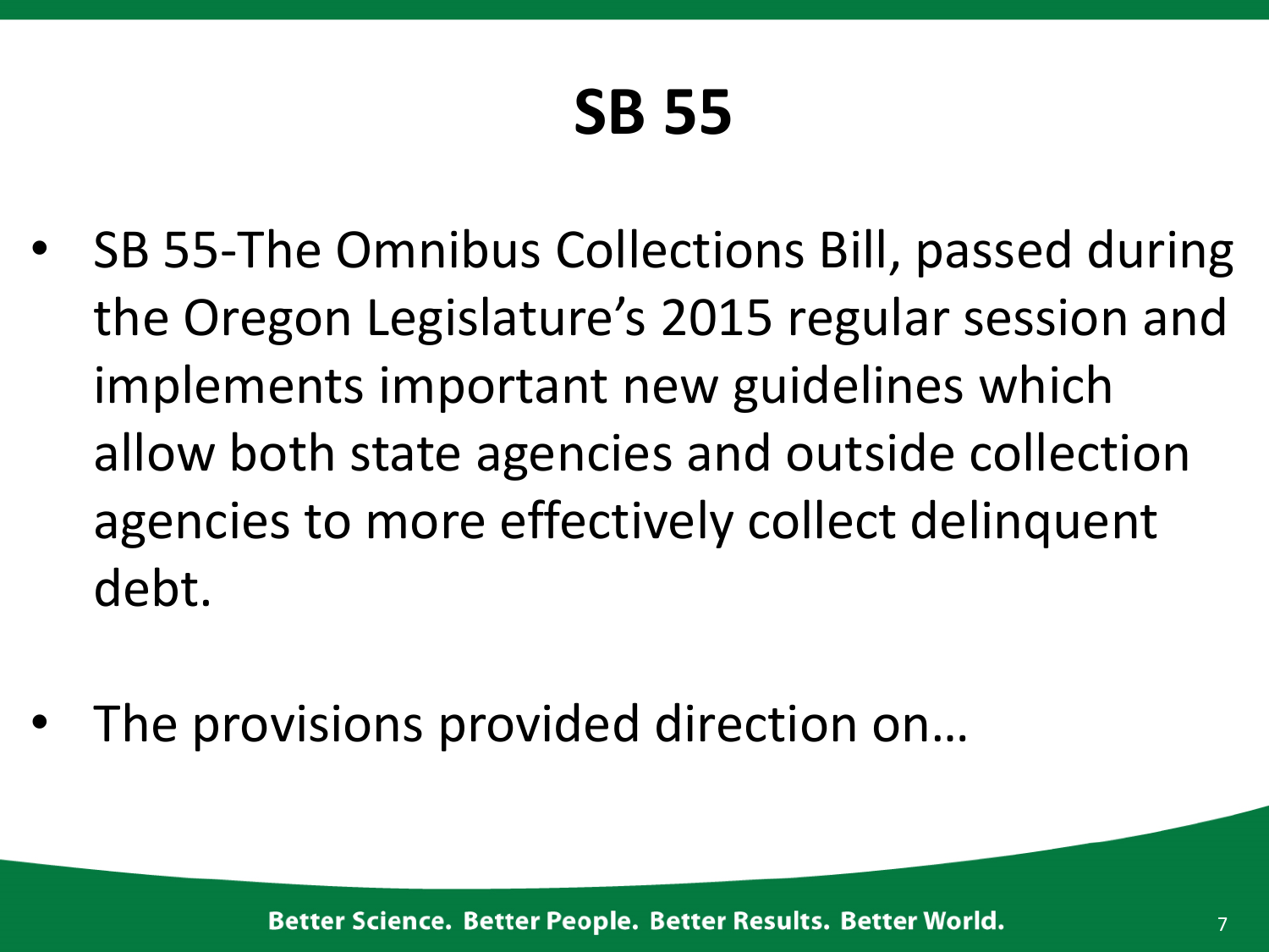# SB 55

- SB 55-The Omnibus Collections Bill, passed during the Oregon Legislature's 2015 regular session and implements important new guidelines which allow both state agencies and outside collection agencies to more effectively collect delinquent debt.

- The provisions provided direction on…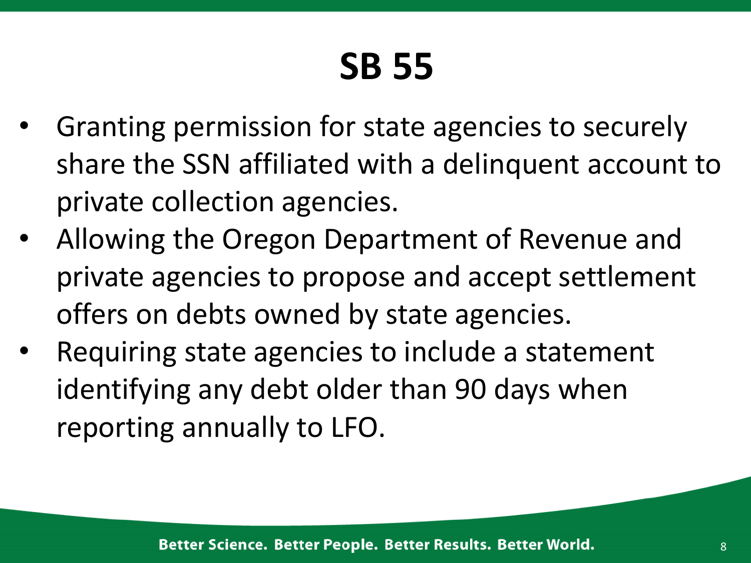# SB 55

- Granting permission for state agencies to securely share the SSN affiliated with a delinquent account to private collection agencies.
- Allowing the Oregon Department of Revenue and private agencies to propose and accept settlement offers on debts owned by state agencies.
- Requiring state agencies to include a statement identifying any debt older than 90 days when reporting annually to LFO.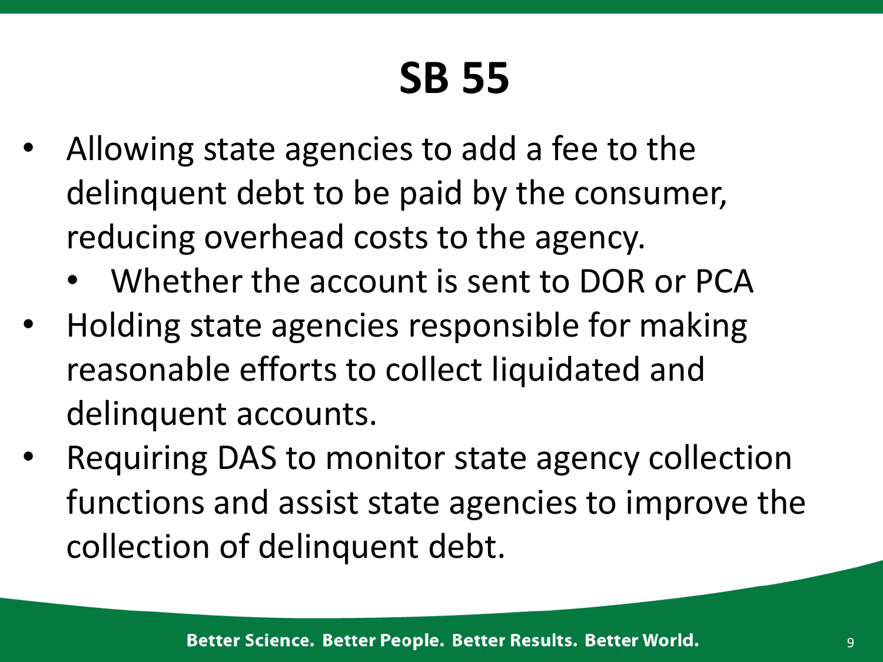# SB 55

- Allowing state agencies to add a fee to the delinquent debt to be paid by the consumer, reducing overhead costs to the agency.
  - Whether the account is sent to DOR or PCA
- Holding state agencies responsible for making reasonable efforts to collect liquidated and delinquent accounts.
- Requiring DAS to monitor state agency collection functions and assist state agencies to improve the collection of delinquent debt.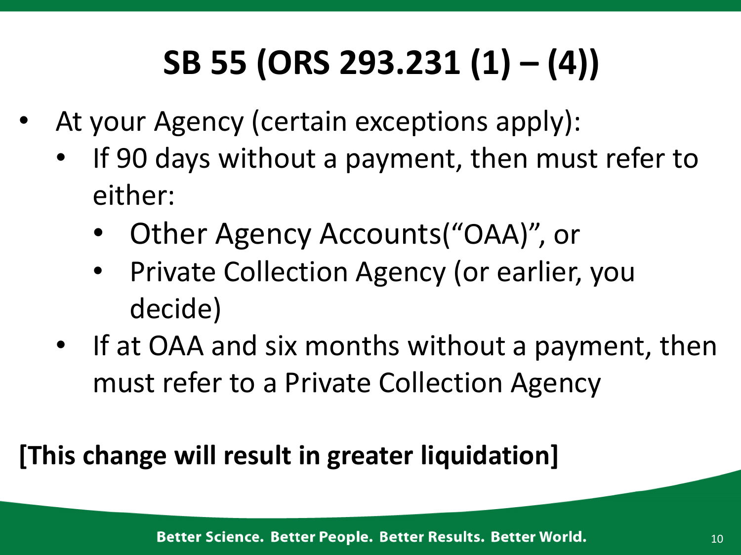# SB 55 (ORS 293.231 (1) – (4))

- At your Agency (certain exceptions apply):
  - If 90 days without a payment, then must refer to either:
    - Other Agency Accounts(“OAA)”, or
    - Private Collection Agency (or earlier, you decide)
  - If at OAA and six months without a payment, then must refer to a Private Collection Agency

**[This change will result in greater liquidation]**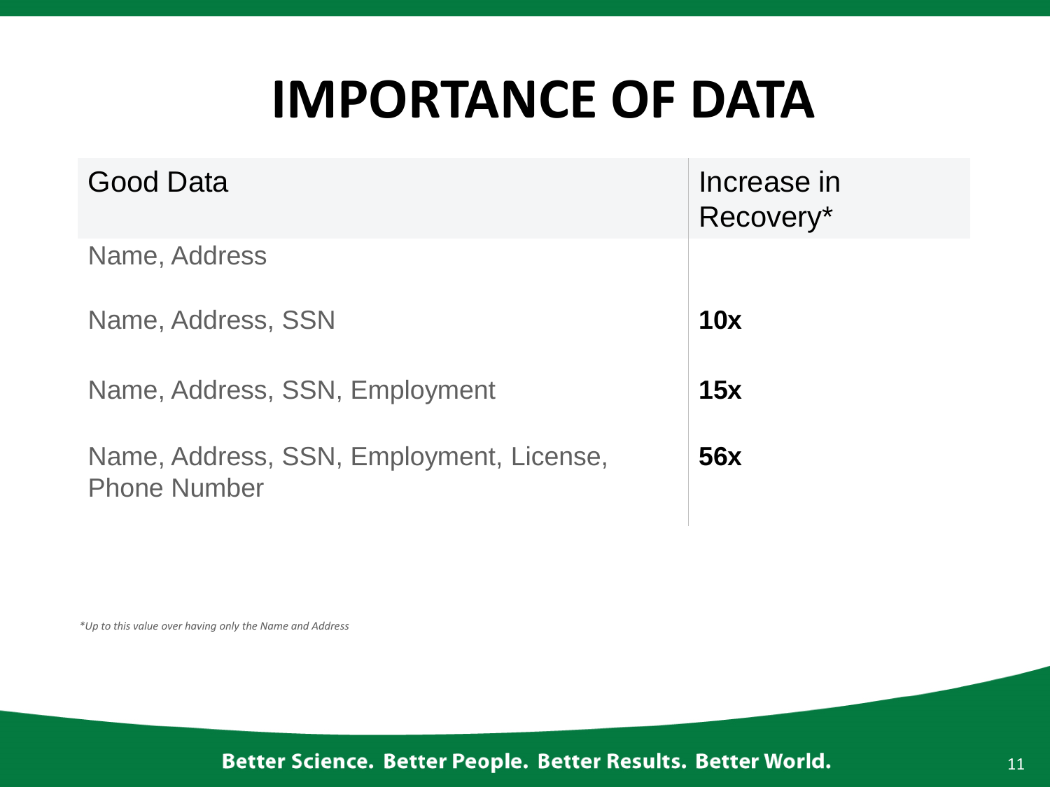# IMPORTANCE OF DATA

| Good Data | Increase in Recovery* |
|---|---|
| Name, Address | |
| Name, Address, SSN | **10x** |
| Name, Address, SSN, Employment | **15x** |
| Name, Address, SSN, Employment, License, Phone Number | **56x** |

*\*Up to this value over having only the Name and Address*

**Better Science. Better People. Better Results. Better World.**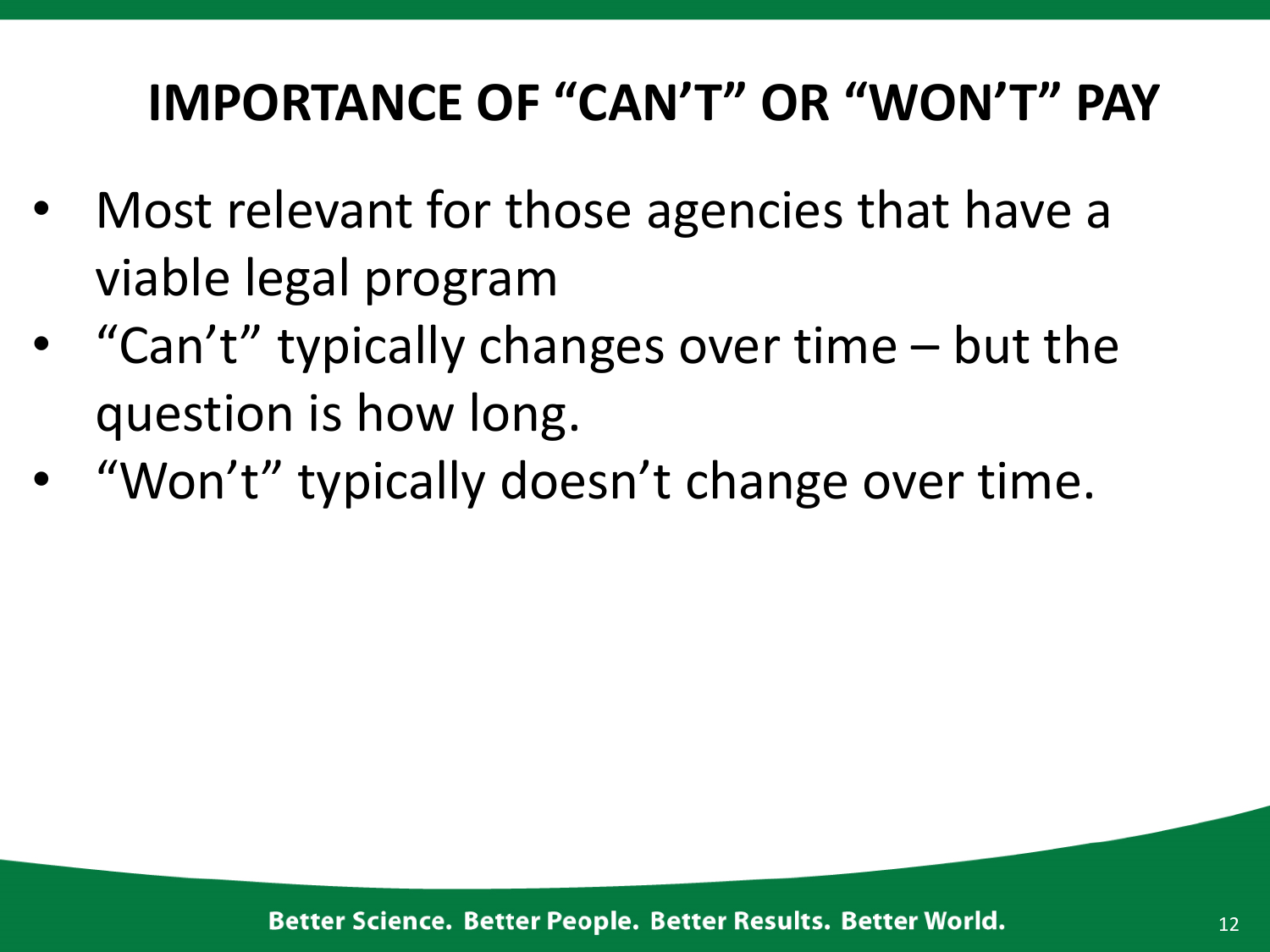# IMPORTANCE OF "CAN'T" OR "WON'T" PAY

- Most relevant for those agencies that have a viable legal program
- "Can't" typically changes over time – but the question is how long.
- "Won't" typically doesn't change over time.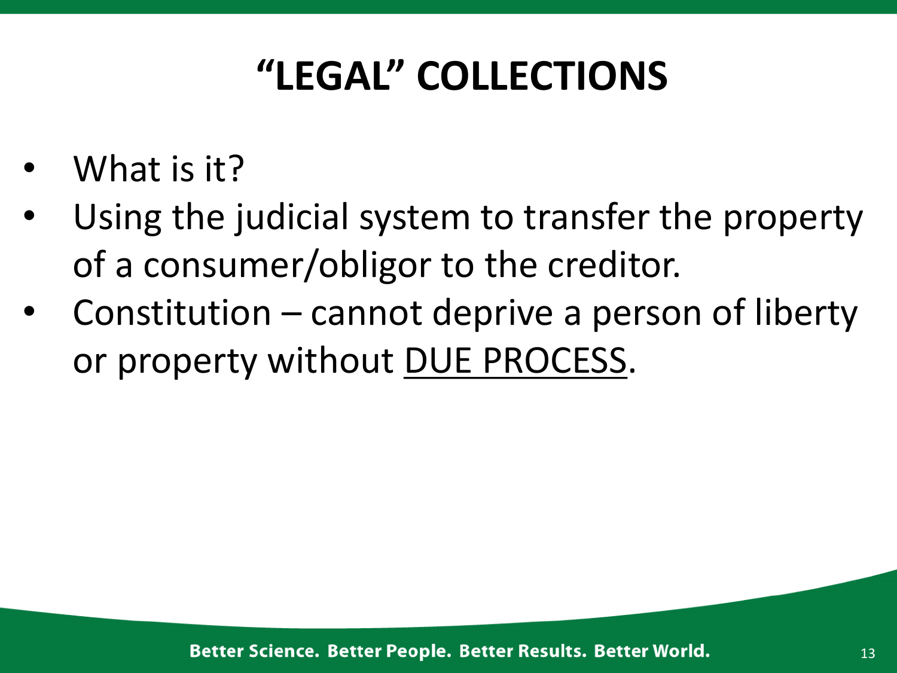# "LEGAL" COLLECTIONS

- What is it?
- Using the judicial system to transfer the property of a consumer/obligor to the creditor.
- Constitution – cannot deprive a person of liberty or property without <u>DUE PROCESS</u>.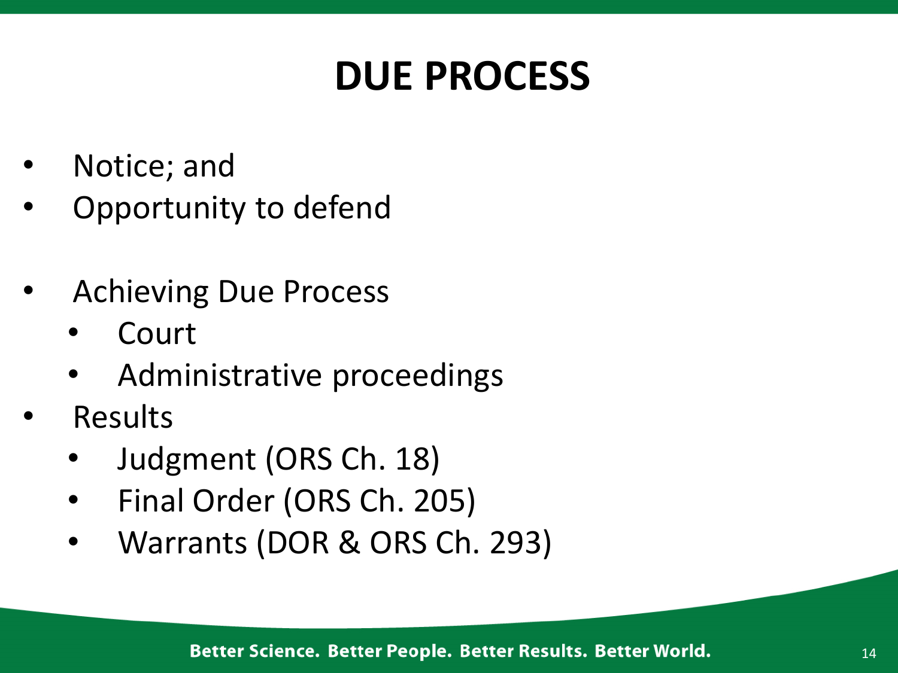# DUE PROCESS

- Notice; and
- Opportunity to defend

- Achieving Due Process
  - Court
  - Administrative proceedings
- Results
  - Judgment (ORS Ch. 18)
  - Final Order (ORS Ch. 205)
  - Warrants (DOR & ORS Ch. 293)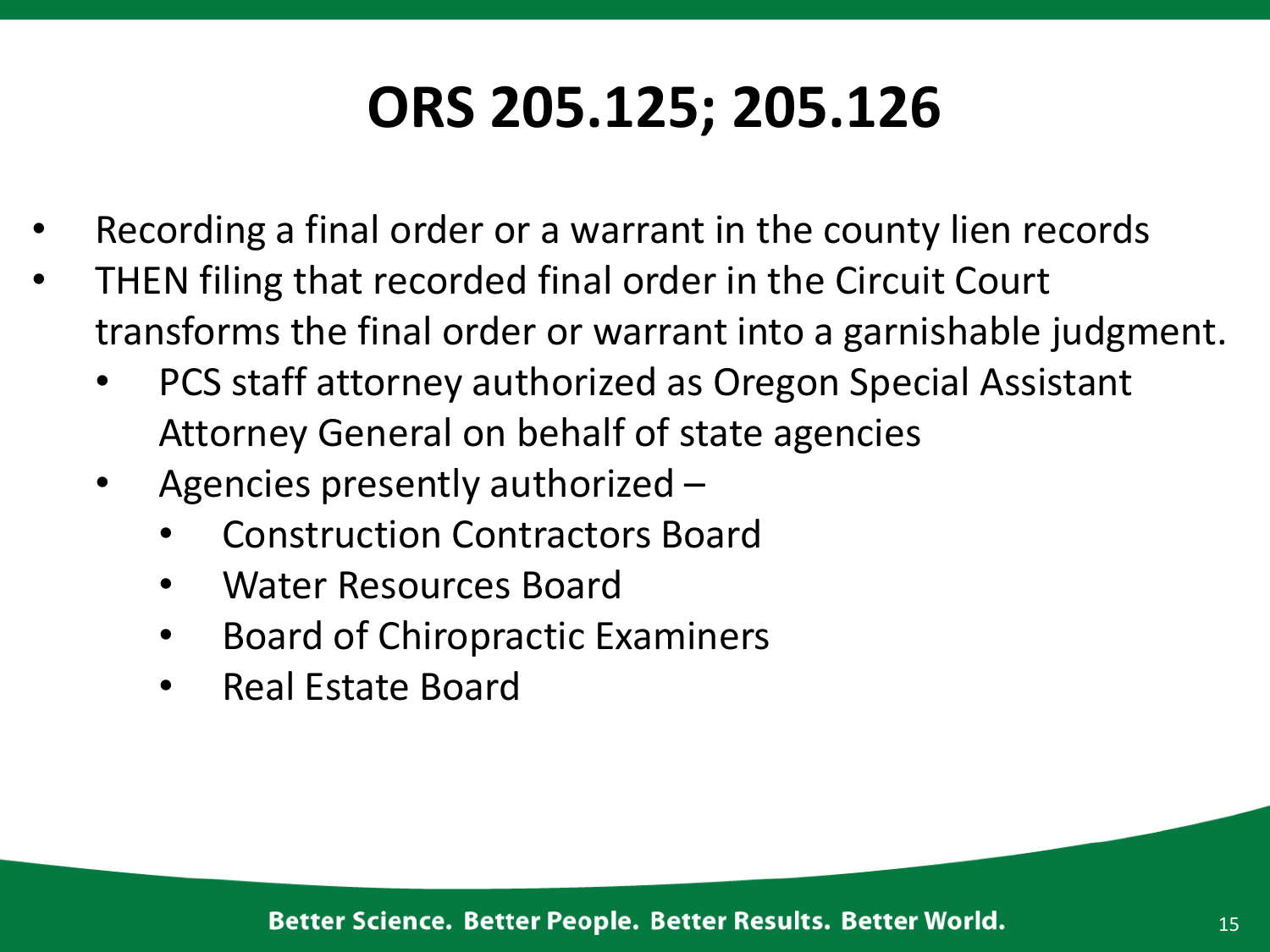# ORS 205.125; 205.126

- Recording a final order or a warrant in the county lien records
- THEN filing that recorded final order in the Circuit Court transforms the final order or warrant into a garnishable judgment.
  - PCS staff attorney authorized as Oregon Special Assistant Attorney General on behalf of state agencies
  - Agencies presently authorized –
    - Construction Contractors Board
    - Water Resources Board
    - Board of Chiropractic Examiners
    - Real Estate Board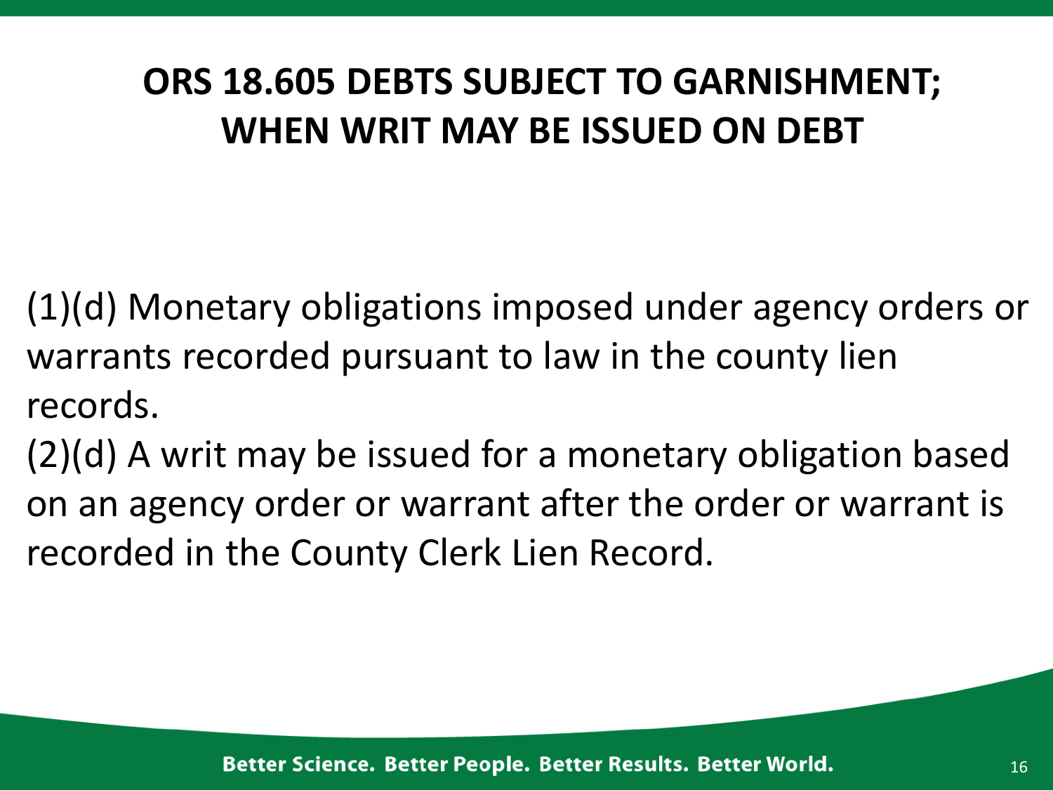# ORS 18.605 DEBTS SUBJECT TO GARNISHMENT; WHEN WRIT MAY BE ISSUED ON DEBT

(1)(d) Monetary obligations imposed under agency orders or warrants recorded pursuant to law in the county lien records.

(2)(d) A writ may be issued for a monetary obligation based on an agency order or warrant after the order or warrant is recorded in the County Clerk Lien Record.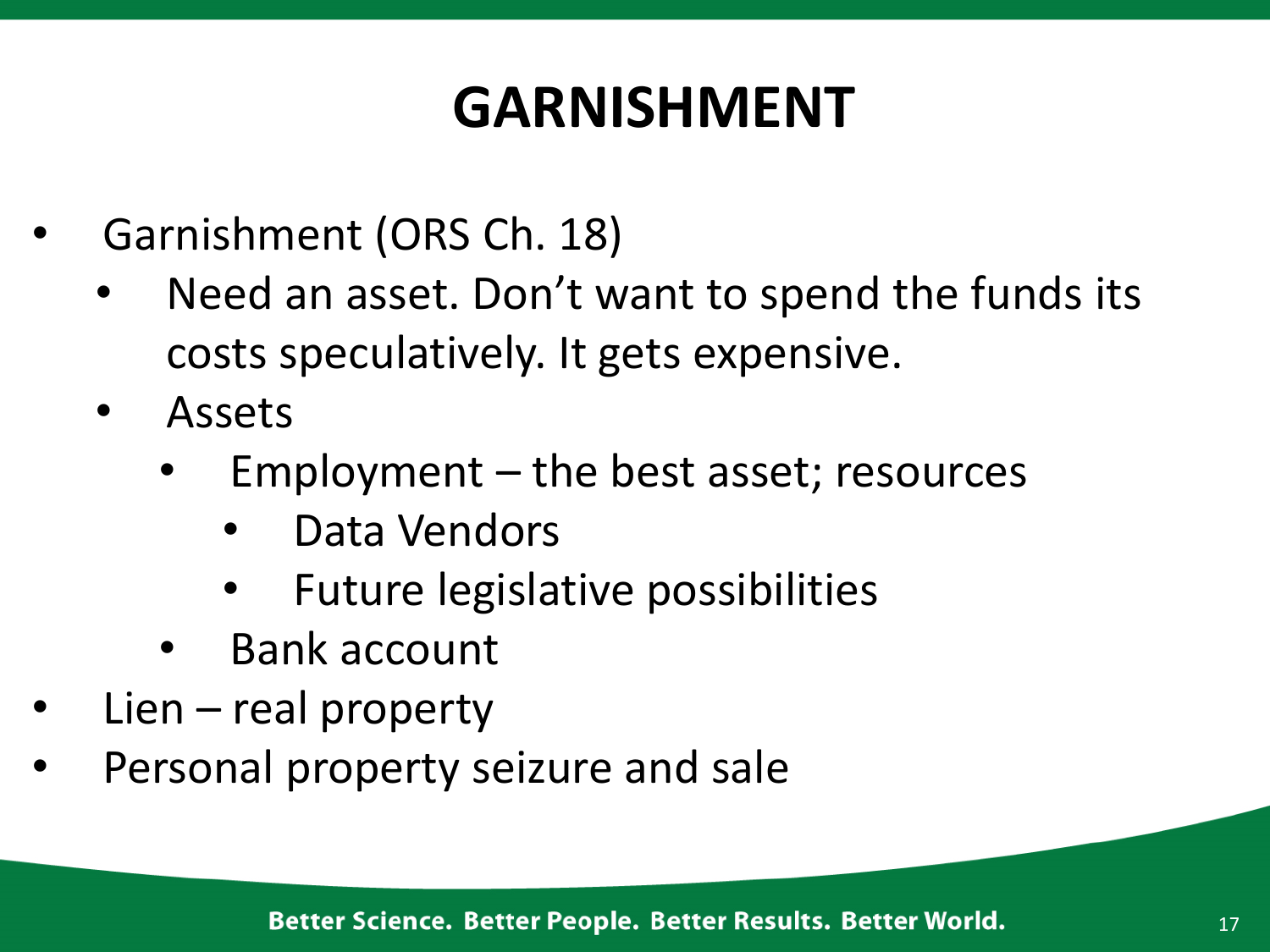# GARNISHMENT

- Garnishment (ORS Ch. 18)
  - Need an asset. Don't want to spend the funds its costs speculatively. It gets expensive.
  - Assets
    - Employment – the best asset; resources
      - Data Vendors
      - Future legislative possibilities
    - Bank account
- Lien – real property
- Personal property seizure and sale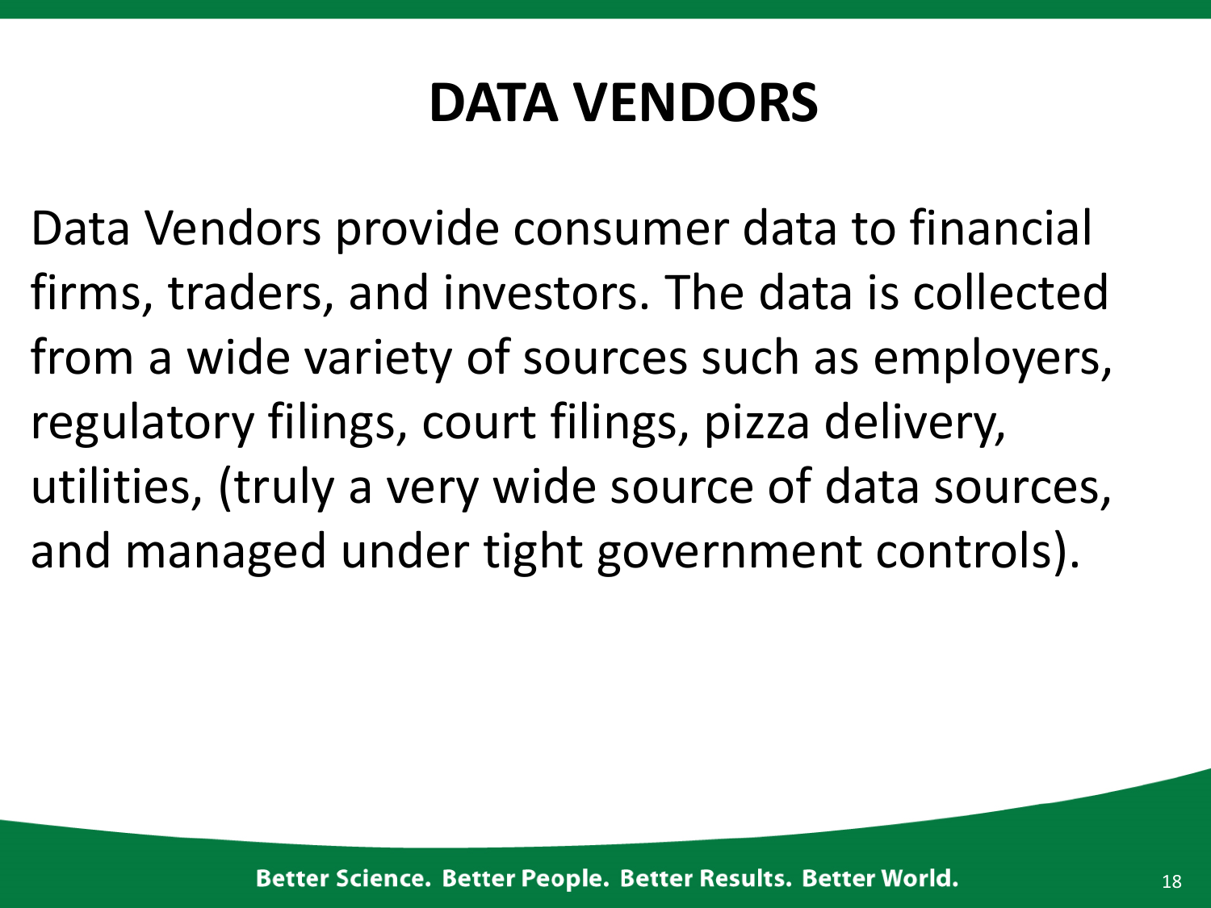# DATA VENDORS

Data Vendors provide consumer data to financial firms, traders, and investors. The data is collected from a wide variety of sources such as employers, regulatory filings, court filings, pizza delivery, utilities, (truly a very wide source of data sources, and managed under tight government controls).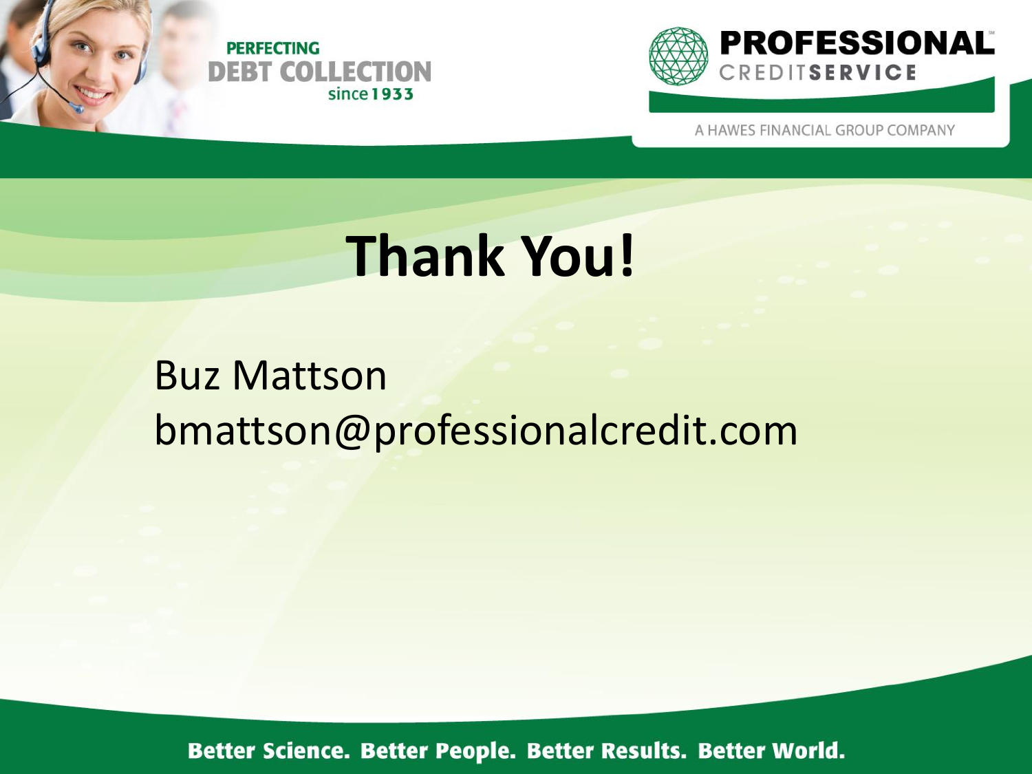PERFECTING DEBT COLLECTION since 1933

PROFESSIONAL CREDITSERVICE

A HAWES FINANCIAL GROUP COMPANY

# Thank You!

Buz Mattson
bmattson@professionalcredit.com

**Better Science. Better People. Better Results. Better World.**